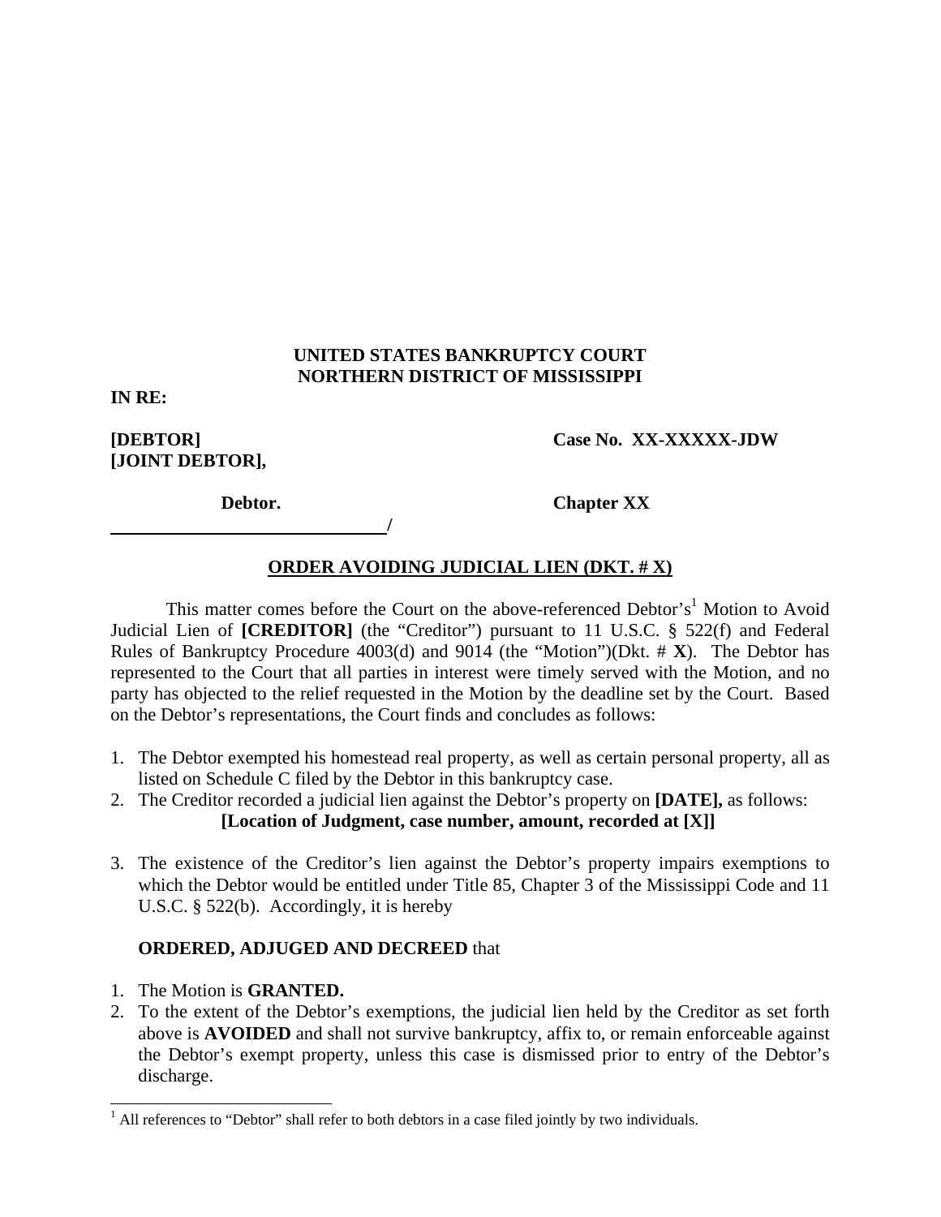**UNITED STATES BANKRUPTCY COURT**
**NORTHERN DISTRICT OF MISSISSIPPI**

**IN RE:**

**[DEBTOR]**
**[JOINT DEBTOR],** **Case No. XX-XXXXX-JDW**

**Debtor.** **Chapter XX**

_______________________________/

## ORDER AVOIDING JUDICIAL LIEN (DKT. # X)

This matter comes before the Court on the above-referenced Debtor's[1] Motion to Avoid Judicial Lien of **[CREDITOR]** (the "Creditor") pursuant to 11 U.S.C. § 522(f) and Federal Rules of Bankruptcy Procedure 4003(d) and 9014 (the "Motion")(Dkt. # **X**). The Debtor has represented to the Court that all parties in interest were timely served with the Motion, and no party has objected to the relief requested in the Motion by the deadline set by the Court. Based on the Debtor's representations, the Court finds and concludes as follows:

1. The Debtor exempted his homestead real property, as well as certain personal property, all as listed on Schedule C filed by the Debtor in this bankruptcy case.
2. The Creditor recorded a judicial lien against the Debtor's property on **[DATE],** as follows:
   **[Location of Judgment, case number, amount, recorded at [X]]**
3. The existence of the Creditor's lien against the Debtor's property impairs exemptions to which the Debtor would be entitled under Title 85, Chapter 3 of the Mississippi Code and 11 U.S.C. § 522(b). Accordingly, it is hereby

**ORDERED, ADJUGED AND DECREED** that

1. The Motion is **GRANTED.**
2. To the extent of the Debtor's exemptions, the judicial lien held by the Creditor as set forth above is **AVOIDED** and shall not survive bankruptcy, affix to, or remain enforceable against the Debtor's exempt property, unless this case is dismissed prior to entry of the Debtor's discharge.

[1] All references to "Debtor" shall refer to both debtors in a case filed jointly by two individuals.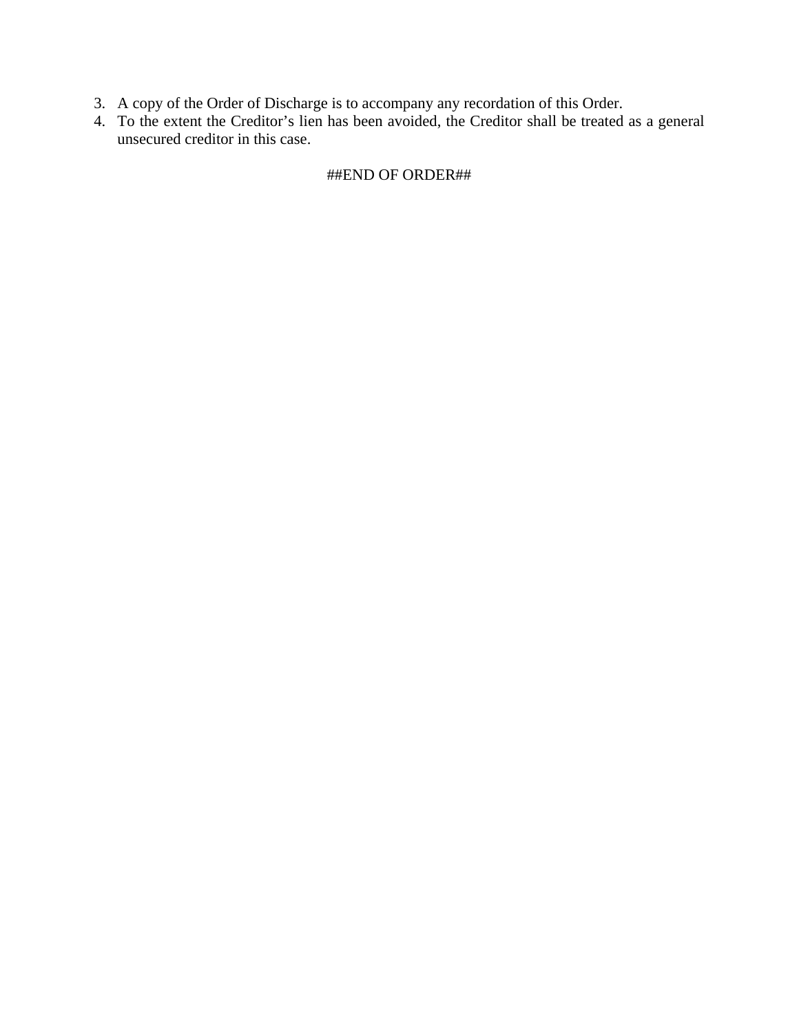3. A copy of the Order of Discharge is to accompany any recordation of this Order.
4. To the extent the Creditor's lien has been avoided, the Creditor shall be treated as a general unsecured creditor in this case.

##END OF ORDER##